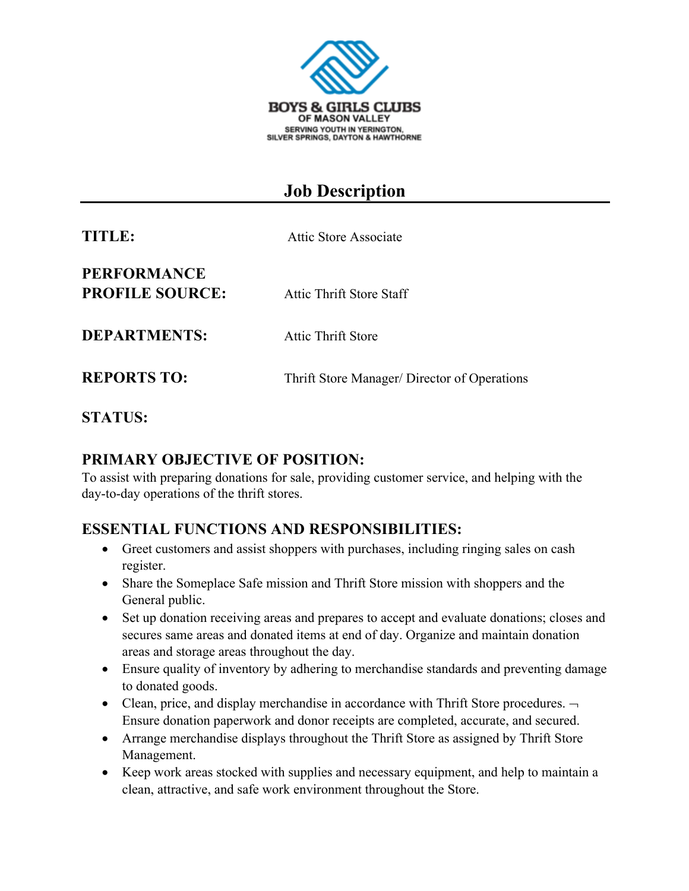BOYS & GIRLS CLUBS
OF MASON VALLEY
SERVING YOUTH IN YERINGTON,
SILVER SPRINGS, DAYTON & HAWTHORNE

# Job Description

**TITLE:** Attic Store Associate

**PERFORMANCE PROFILE SOURCE:** Attic Thrift Store Staff

**DEPARTMENTS:** Attic Thrift Store

**REPORTS TO:** Thrift Store Manager/ Director of Operations

**STATUS:**

## PRIMARY OBJECTIVE OF POSITION:

To assist with preparing donations for sale, providing customer service, and helping with the day-to-day operations of the thrift stores.

## ESSENTIAL FUNCTIONS AND RESPONSIBILITIES:

- Greet customers and assist shoppers with purchases, including ringing sales on cash register.
- Share the Someplace Safe mission and Thrift Store mission with shoppers and the General public.
- Set up donation receiving areas and prepares to accept and evaluate donations; closes and secures same areas and donated items at end of day. Organize and maintain donation areas and storage areas throughout the day.
- Ensure quality of inventory by adhering to merchandise standards and preventing damage to donated goods.
- Clean, price, and display merchandise in accordance with Thrift Store procedures. ¬ Ensure donation paperwork and donor receipts are completed, accurate, and secured.
- Arrange merchandise displays throughout the Thrift Store as assigned by Thrift Store Management.
- Keep work areas stocked with supplies and necessary equipment, and help to maintain a clean, attractive, and safe work environment throughout the Store.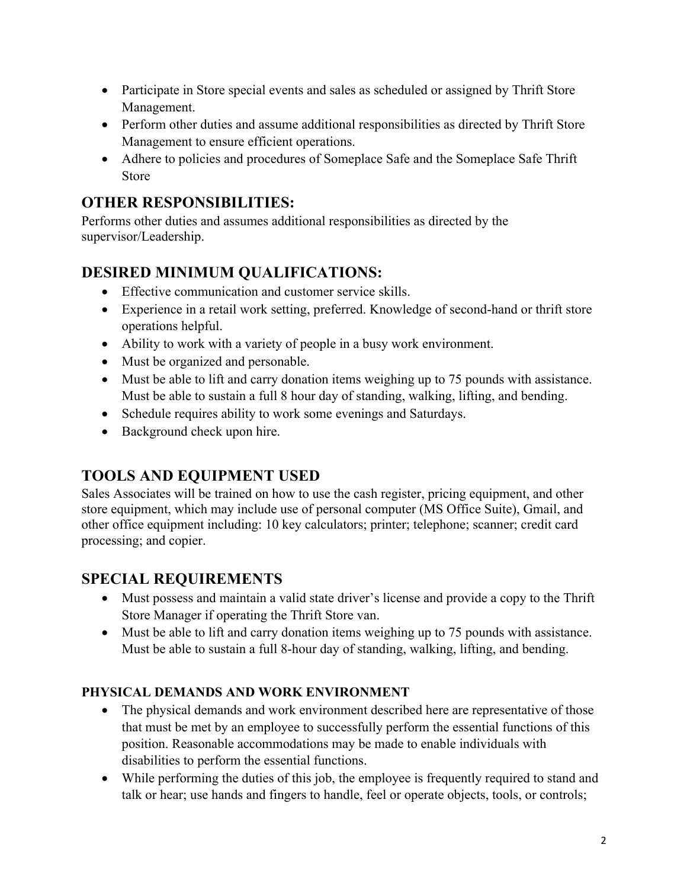- Participate in Store special events and sales as scheduled or assigned by Thrift Store Management.
- Perform other duties and assume additional responsibilities as directed by Thrift Store Management to ensure efficient operations.
- Adhere to policies and procedures of Someplace Safe and the Someplace Safe Thrift Store

## OTHER RESPONSIBILITIES:

Performs other duties and assumes additional responsibilities as directed by the supervisor/Leadership.

## DESIRED MINIMUM QUALIFICATIONS:

- Effective communication and customer service skills.
- Experience in a retail work setting, preferred. Knowledge of second-hand or thrift store operations helpful.
- Ability to work with a variety of people in a busy work environment.
- Must be organized and personable.
- Must be able to lift and carry donation items weighing up to 75 pounds with assistance. Must be able to sustain a full 8 hour day of standing, walking, lifting, and bending.
- Schedule requires ability to work some evenings and Saturdays.
- Background check upon hire.

## TOOLS AND EQUIPMENT USED

Sales Associates will be trained on how to use the cash register, pricing equipment, and other store equipment, which may include use of personal computer (MS Office Suite), Gmail, and other office equipment including: 10 key calculators; printer; telephone; scanner; credit card processing; and copier.

## SPECIAL REQUIREMENTS

- Must possess and maintain a valid state driver's license and provide a copy to the Thrift Store Manager if operating the Thrift Store van.
- Must be able to lift and carry donation items weighing up to 75 pounds with assistance. Must be able to sustain a full 8-hour day of standing, walking, lifting, and bending.

### PHYSICAL DEMANDS AND WORK ENVIRONMENT

- The physical demands and work environment described here are representative of those that must be met by an employee to successfully perform the essential functions of this position. Reasonable accommodations may be made to enable individuals with disabilities to perform the essential functions.
- While performing the duties of this job, the employee is frequently required to stand and talk or hear; use hands and fingers to handle, feel or operate objects, tools, or controls;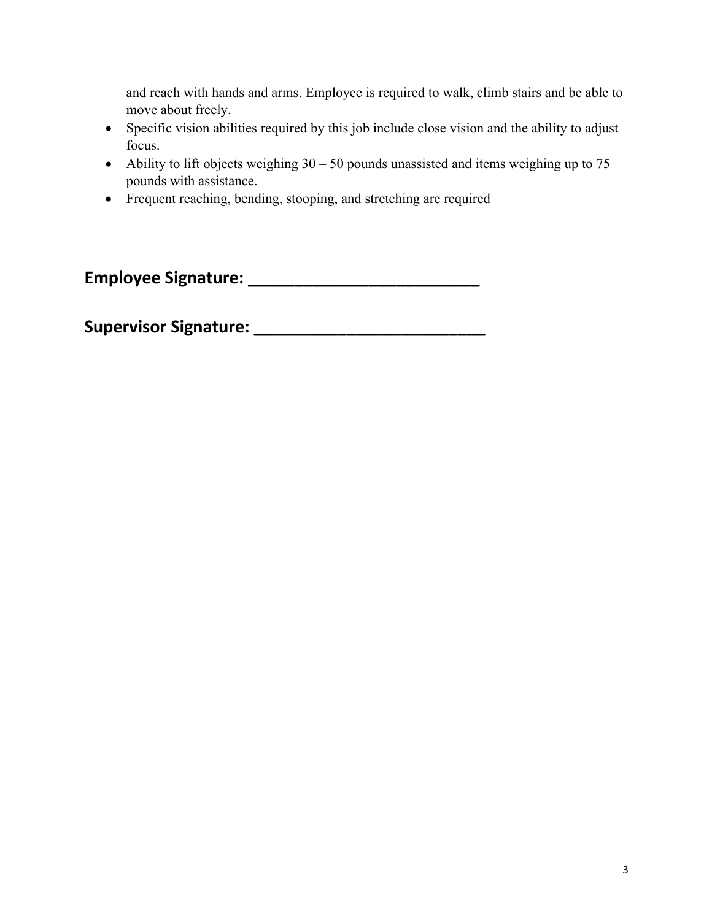and reach with hands and arms. Employee is required to walk, climb stairs and be able to move about freely.

- Specific vision abilities required by this job include close vision and the ability to adjust focus.
- Ability to lift objects weighing 30 – 50 pounds unassisted and items weighing up to 75 pounds with assistance.
- Frequent reaching, bending, stooping, and stretching are required

**Employee Signature: __________________________**

**Supervisor Signature: __________________________**